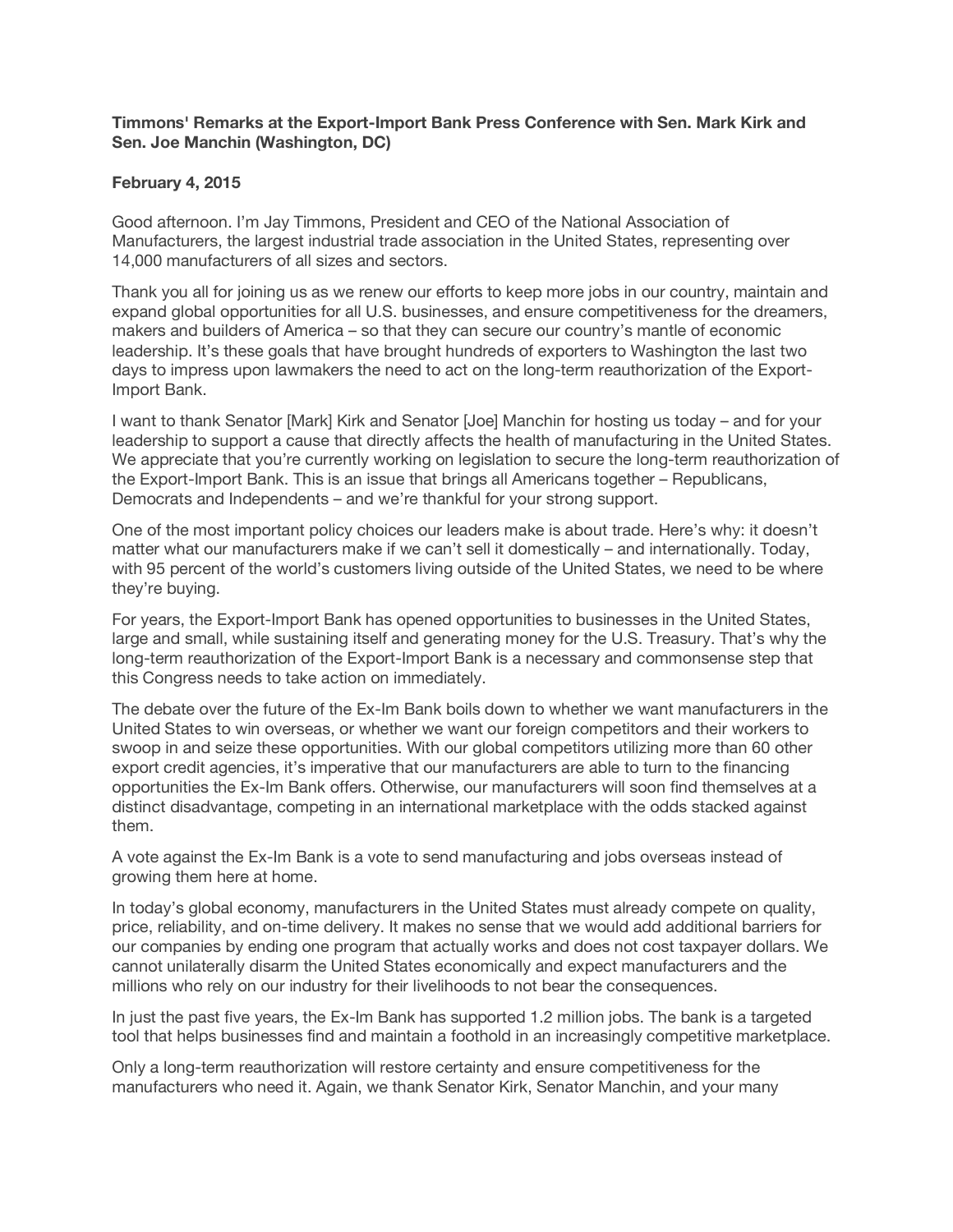**Timmons' Remarks at the Export-Import Bank Press Conference with Sen. Mark Kirk and Sen. Joe Manchin (Washington, DC)**

**February 4, 2015**

Good afternoon. I'm Jay Timmons, President and CEO of the National Association of Manufacturers, the largest industrial trade association in the United States, representing over 14,000 manufacturers of all sizes and sectors.

Thank you all for joining us as we renew our efforts to keep more jobs in our country, maintain and expand global opportunities for all U.S. businesses, and ensure competitiveness for the dreamers, makers and builders of America – so that they can secure our country's mantle of economic leadership. It's these goals that have brought hundreds of exporters to Washington the last two days to impress upon lawmakers the need to act on the long-term reauthorization of the Export-Import Bank.

I want to thank Senator [Mark] Kirk and Senator [Joe] Manchin for hosting us today – and for your leadership to support a cause that directly affects the health of manufacturing in the United States. We appreciate that you're currently working on legislation to secure the long-term reauthorization of the Export-Import Bank. This is an issue that brings all Americans together – Republicans, Democrats and Independents – and we're thankful for your strong support.

One of the most important policy choices our leaders make is about trade. Here's why: it doesn't matter what our manufacturers make if we can't sell it domestically – and internationally. Today, with 95 percent of the world's customers living outside of the United States, we need to be where they're buying.

For years, the Export-Import Bank has opened opportunities to businesses in the United States, large and small, while sustaining itself and generating money for the U.S. Treasury. That's why the long-term reauthorization of the Export-Import Bank is a necessary and commonsense step that this Congress needs to take action on immediately.

The debate over the future of the Ex-Im Bank boils down to whether we want manufacturers in the United States to win overseas, or whether we want our foreign competitors and their workers to swoop in and seize these opportunities. With our global competitors utilizing more than 60 other export credit agencies, it's imperative that our manufacturers are able to turn to the financing opportunities the Ex-Im Bank offers. Otherwise, our manufacturers will soon find themselves at a distinct disadvantage, competing in an international marketplace with the odds stacked against them.

A vote against the Ex-Im Bank is a vote to send manufacturing and jobs overseas instead of growing them here at home.

In today's global economy, manufacturers in the United States must already compete on quality, price, reliability, and on-time delivery. It makes no sense that we would add additional barriers for our companies by ending one program that actually works and does not cost taxpayer dollars. We cannot unilaterally disarm the United States economically and expect manufacturers and the millions who rely on our industry for their livelihoods to not bear the consequences.

In just the past five years, the Ex-Im Bank has supported 1.2 million jobs. The bank is a targeted tool that helps businesses find and maintain a foothold in an increasingly competitive marketplace.

Only a long-term reauthorization will restore certainty and ensure competitiveness for the manufacturers who need it. Again, we thank Senator Kirk, Senator Manchin, and your many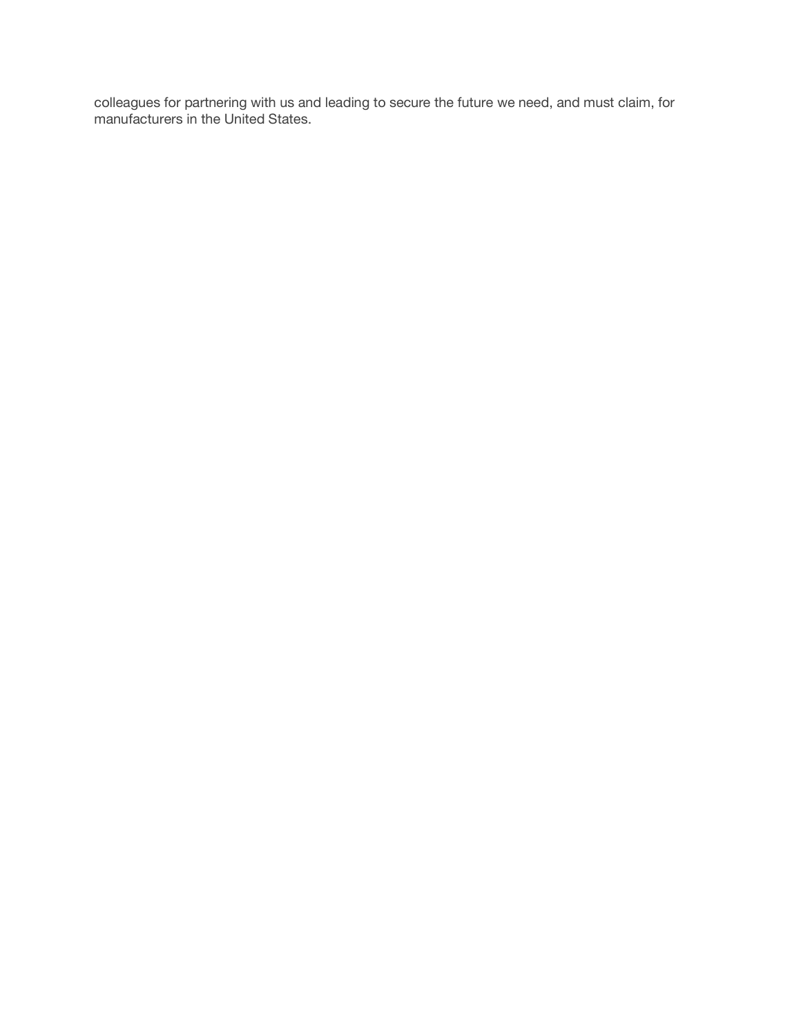colleagues for partnering with us and leading to secure the future we need, and must claim, for manufacturers in the United States.